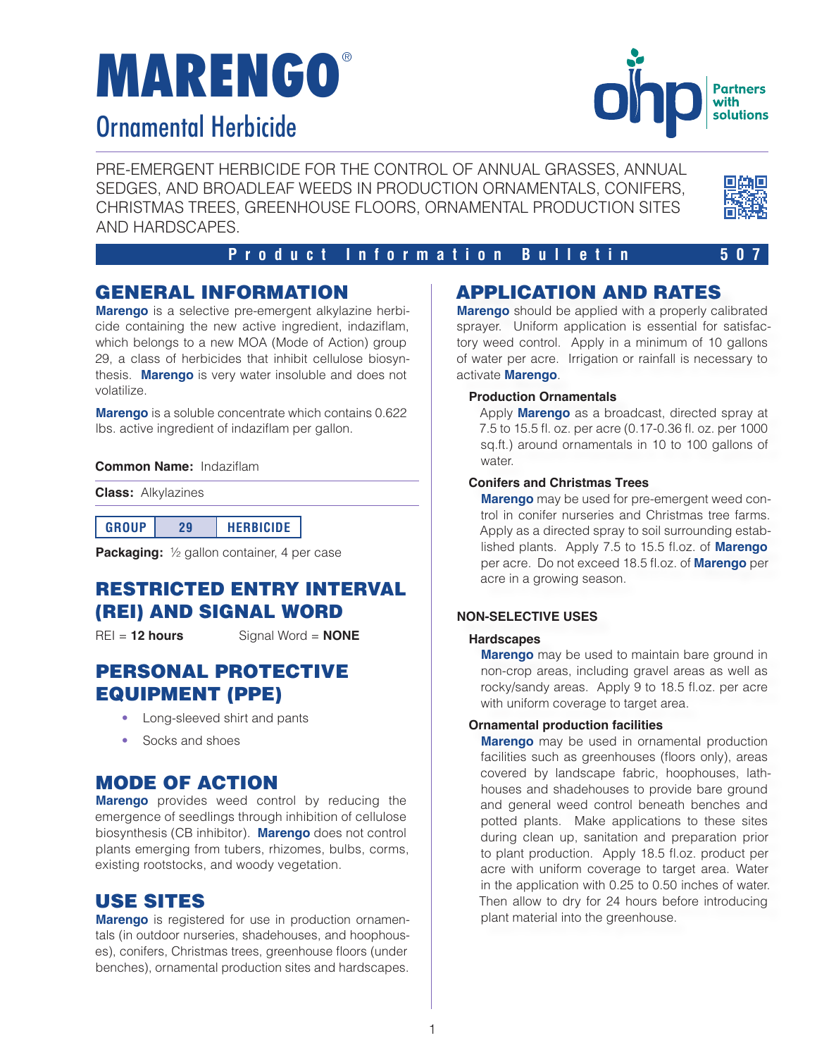# MARENGO®

## Ornamental Herbicide

OHP — Partners with solutions

PRE-EMERGENT HERBICIDE FOR THE CONTROL OF ANNUAL GRASSES, ANNUAL SEDGES, AND BROADLEAF WEEDS IN PRODUCTION ORNAMENTALS, CONIFERS, CHRISTMAS TREES, GREENHOUSE FLOORS, ORNAMENTAL PRODUCTION SITES AND HARDSCAPES.

**Product Information Bulletin 507**

## GENERAL INFORMATION

**Marengo** is a selective pre-emergent alkylazine herbicide containing the new active ingredient, indaziflam, which belongs to a new MOA (Mode of Action) group 29, a class of herbicides that inhibit cellulose biosynthesis. **Marengo** is very water insoluble and does not volatilize.

**Marengo** is a soluble concentrate which contains 0.622 lbs. active ingredient of indaziflam per gallon.

**Common Name:** Indaziflam

**Class:** Alkylazines

| GROUP | 29 | HERBICIDE |
|---|---|---|

**Packaging:** ½ gallon container, 4 per case

## RESTRICTED ENTRY INTERVAL (REI) AND SIGNAL WORD

REI = **12 hours** Signal Word = **NONE**

## PERSONAL PROTECTIVE EQUIPMENT (PPE)

- Long-sleeved shirt and pants
- Socks and shoes

## MODE OF ACTION

**Marengo** provides weed control by reducing the emergence of seedlings through inhibition of cellulose biosynthesis (CB inhibitor). **Marengo** does not control plants emerging from tubers, rhizomes, bulbs, corms, existing rootstocks, and woody vegetation.

## USE SITES

**Marengo** is registered for use in production ornamentals (in outdoor nurseries, shadehouses, and hoophouses), conifers, Christmas trees, greenhouse floors (under benches), ornamental production sites and hardscapes.

## APPLICATION AND RATES

**Marengo** should be applied with a properly calibrated sprayer. Uniform application is essential for satisfactory weed control. Apply in a minimum of 10 gallons of water per acre. Irrigation or rainfall is necessary to activate **Marengo**.

### Production Ornamentals

Apply **Marengo** as a broadcast, directed spray at 7.5 to 15.5 fl. oz. per acre (0.17-0.36 fl. oz. per 1000 sq.ft.) around ornamentals in 10 to 100 gallons of water.

### Conifers and Christmas Trees

**Marengo** may be used for pre-emergent weed control in conifer nurseries and Christmas tree farms. Apply as a directed spray to soil surrounding established plants. Apply 7.5 to 15.5 fl.oz. of **Marengo** per acre. Do not exceed 18.5 fl.oz. of **Marengo** per acre in a growing season.

### NON-SELECTIVE USES

#### Hardscapes

**Marengo** may be used to maintain bare ground in non-crop areas, including gravel areas as well as rocky/sandy areas. Apply 9 to 18.5 fl.oz. per acre with uniform coverage to target area.

#### Ornamental production facilities

**Marengo** may be used in ornamental production facilities such as greenhouses (floors only), areas covered by landscape fabric, hoophouses, lathhouses and shadehouses to provide bare ground and general weed control beneath benches and potted plants. Make applications to these sites during clean up, sanitation and preparation prior to plant production. Apply 18.5 fl.oz. product per acre with uniform coverage to target area. Water in the application with 0.25 to 0.50 inches of water. Then allow to dry for 24 hours before introducing plant material into the greenhouse.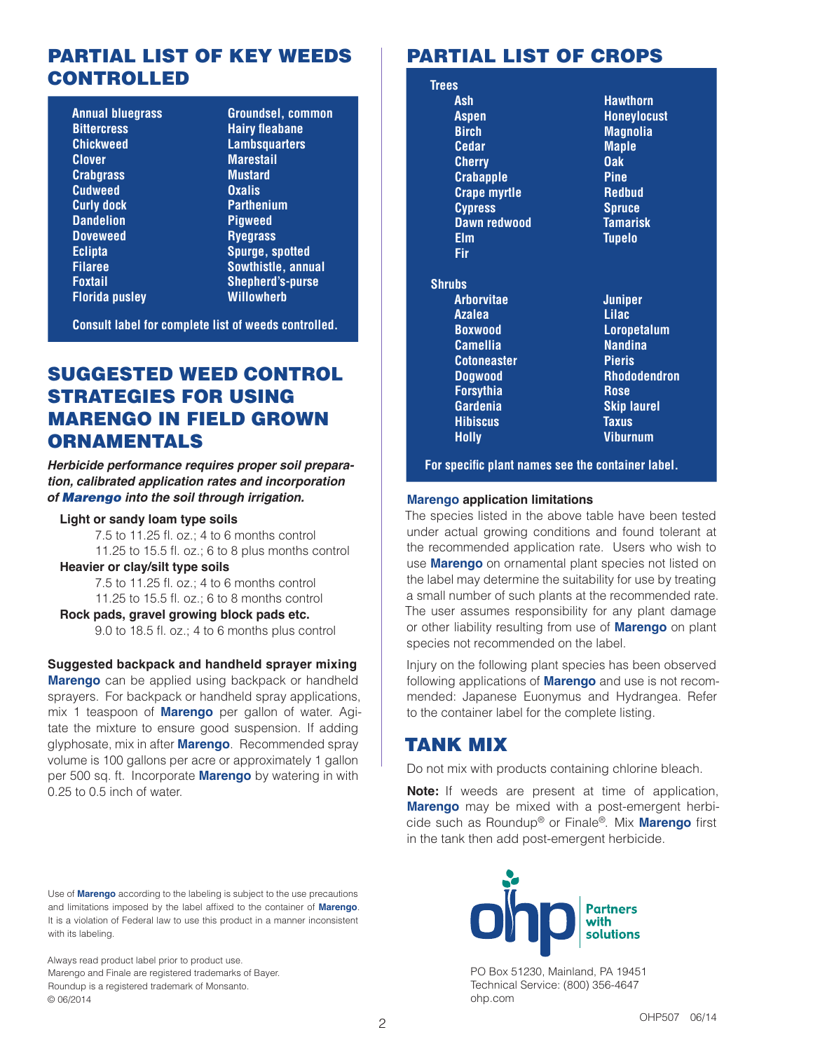## PARTIAL LIST OF KEY WEEDS CONTROLLED

| | |
|---|---|
| Annual bluegrass | Groundsel, common |
| Bittercress | Hairy fleabane |
| Chickweed | Lambsquarters |
| Clover | Marestail |
| Crabgrass | Mustard |
| Cudweed | Oxalis |
| Curly dock | Parthenium |
| Dandelion | Pigweed |
| Doveweed | Ryegrass |
| Eclipta | Spurge, spotted |
| Filaree | Sowthistle, annual |
| Foxtail | Shepherd's-purse |
| Florida pusley | Willowherb |

Consult label for complete list of weeds controlled.

## SUGGESTED WEED CONTROL STRATEGIES FOR USING MARENGO IN FIELD GROWN ORNAMENTALS

***Herbicide performance requires proper soil preparation, calibrated application rates and incorporation of Marengo into the soil through irrigation.***

**Light or sandy loam type soils**

7.5 to 11.25 fl. oz.; 4 to 6 months control
11.25 to 15.5 fl. oz.; 6 to 8 plus months control

**Heavier or clay/silt type soils**

7.5 to 11.25 fl. oz.; 4 to 6 months control
11.25 to 15.5 fl. oz.; 6 to 8 months control

**Rock pads, gravel growing block pads etc.**

9.0 to 18.5 fl. oz.; 4 to 6 months plus control

**Suggested backpack and handheld sprayer mixing**

**Marengo** can be applied using backpack or handheld sprayers. For backpack or handheld spray applications, mix 1 teaspoon of **Marengo** per gallon of water. Agitate the mixture to ensure good suspension. If adding glyphosate, mix in after **Marengo**. Recommended spray volume is 100 gallons per acre or approximately 1 gallon per 500 sq. ft. Incorporate **Marengo** by watering in with 0.25 to 0.5 inch of water.

## PARTIAL LIST OF CROPS

**Trees**

| | |
|---|---|
| Ash | Hawthorn |
| Aspen | Honeylocust |
| Birch | Magnolia |
| Cedar | Maple |
| Cherry | Oak |
| Crabapple | Pine |
| Crape myrtle | Redbud |
| Cypress | Spruce |
| Dawn redwood | Tamarisk |
| Elm | Tupelo |
| Fir | |

**Shrubs**

| | |
|---|---|
| Arborvitae | Juniper |
| Azalea | Lilac |
| Boxwood | Loropetalum |
| Camellia | Nandina |
| Cotoneaster | Pieris |
| Dogwood | Rhododendron |
| Forsythia | Rose |
| Gardenia | Skip laurel |
| Hibiscus | Taxus |
| Holly | Viburnum |

For specific plant names see the container label.

**Marengo application limitations**

The species listed in the above table have been tested under actual growing conditions and found tolerant at the recommended application rate. Users who wish to use **Marengo** on ornamental plant species not listed on the label may determine the suitability for use by treating a small number of such plants at the recommended rate. The user assumes responsibility for any plant damage or other liability resulting from use of **Marengo** on plant species not recommended on the label.

Injury on the following plant species has been observed following applications of **Marengo** and use is not recommended: Japanese Euonymus and Hydrangea. Refer to the container label for the complete listing.

## TANK MIX

Do not mix with products containing chlorine bleach.

**Note:** If weeds are present at time of application, **Marengo** may be mixed with a post-emergent herbicide such as Roundup® or Finale®. Mix **Marengo** first in the tank then add post-emergent herbicide.

Use of **Marengo** according to the labeling is subject to the use precautions and limitations imposed by the label affixed to the container of **Marengo**. It is a violation of Federal law to use this product in a manner inconsistent with its labeling.

Always read product label prior to product use.
Marengo and Finale are registered trademarks of Bayer.
Roundup is a registered trademark of Monsanto.
© 06/2014

ohp Partners with solutions

PO Box 51230, Mainland, PA 19451
Technical Service: (800) 356-4647
ohp.com

OHP507 06/14